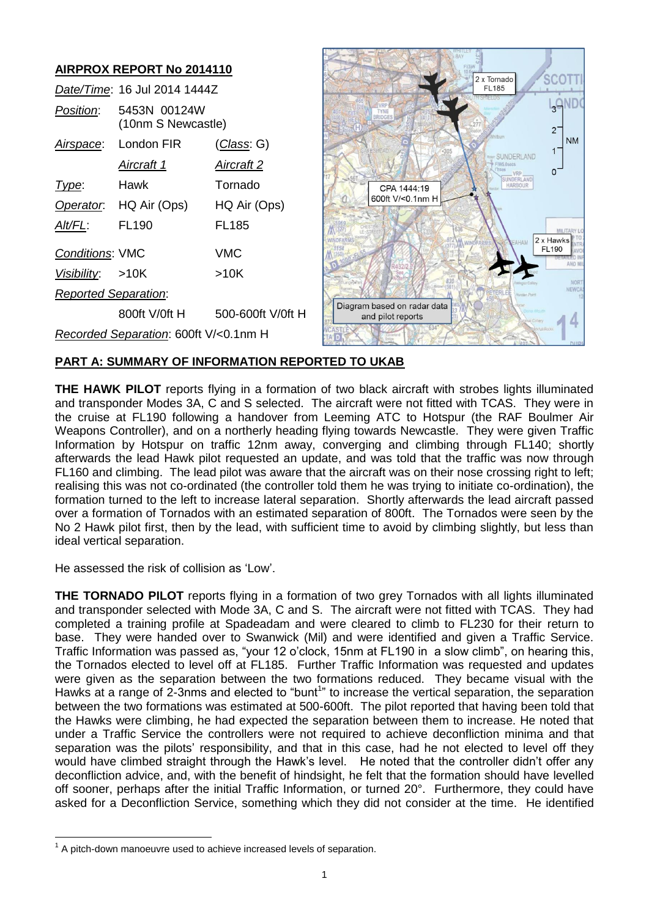## AIRPROX REPORT No 2014110

| | | |
|---|---|---|
| *Date/Time*: | 16 Jul 2014 1444Z | |
| *Position*: | 5453N 00124W (10nm S Newcastle) | |
| *Airspace*: | London FIR | (*Class*: G) |
| | *Aircraft 1* | *Aircraft 2* |
| *Type*: | Hawk | Tornado |
| *Operator*: | HQ Air (Ops) | HQ Air (Ops) |
| *Alt/FL*: | FL190 | FL185 |
| *Conditions*: | VMC | VMC |
| *Visibility*: | >10K | >10K |
| *Reported Separation*: | | |
| | 800ft V/0ft H | 500-600ft V/0ft H |
| *Recorded Separation*: | 600ft V/<0.1nm H | |

## PART A: SUMMARY OF INFORMATION REPORTED TO UKAB

**THE HAWK PILOT** reports flying in a formation of two black aircraft with strobes lights illuminated and transponder Modes 3A, C and S selected. The aircraft were not fitted with TCAS. They were in the cruise at FL190 following a handover from Leeming ATC to Hotspur (the RAF Boulmer Air Weapons Controller), and on a northerly heading flying towards Newcastle. They were given Traffic Information by Hotspur on traffic 12nm away, converging and climbing through FL140; shortly afterwards the lead Hawk pilot requested an update, and was told that the traffic was now through FL160 and climbing. The lead pilot was aware that the aircraft was on their nose crossing right to left; realising this was not co-ordinated (the controller told them he was trying to initiate co-ordination), the formation turned to the left to increase lateral separation. Shortly afterwards the lead aircraft passed over a formation of Tornados with an estimated separation of 800ft. The Tornados were seen by the No 2 Hawk pilot first, then by the lead, with sufficient time to avoid by climbing slightly, but less than ideal vertical separation.

He assessed the risk of collision as 'Low'.

**THE TORNADO PILOT** reports flying in a formation of two grey Tornados with all lights illuminated and transponder selected with Mode 3A, C and S. The aircraft were not fitted with TCAS. They had completed a training profile at Spadeadam and were cleared to climb to FL230 for their return to base. They were handed over to Swanwick (Mil) and were identified and given a Traffic Service. Traffic Information was passed as, "your 12 o'clock, 15nm at FL190 in a slow climb", on hearing this, the Tornados elected to level off at FL185. Further Traffic Information was requested and updates were given as the separation between the two formations reduced. They became visual with the Hawks at a range of 2-3nms and elected to "bunt[1]" to increase the vertical separation, the separation between the two formations was estimated at 500-600ft. The pilot reported that having been told that the Hawks were climbing, he had expected the separation between them to increase. He noted that under a Traffic Service the controllers were not required to achieve deconfliction minima and that separation was the pilots' responsibility, and that in this case, had he not elected to level off they would have climbed straight through the Hawk's level. He noted that the controller didn't offer any deconfliction advice, and, with the benefit of hindsight, he felt that the formation should have levelled off sooner, perhaps after the initial Traffic Information, or turned 20°. Furthermore, they could have asked for a Deconfliction Service, something which they did not consider at the time. He identified

---

[1] A pitch-down manoeuvre used to achieve increased levels of separation.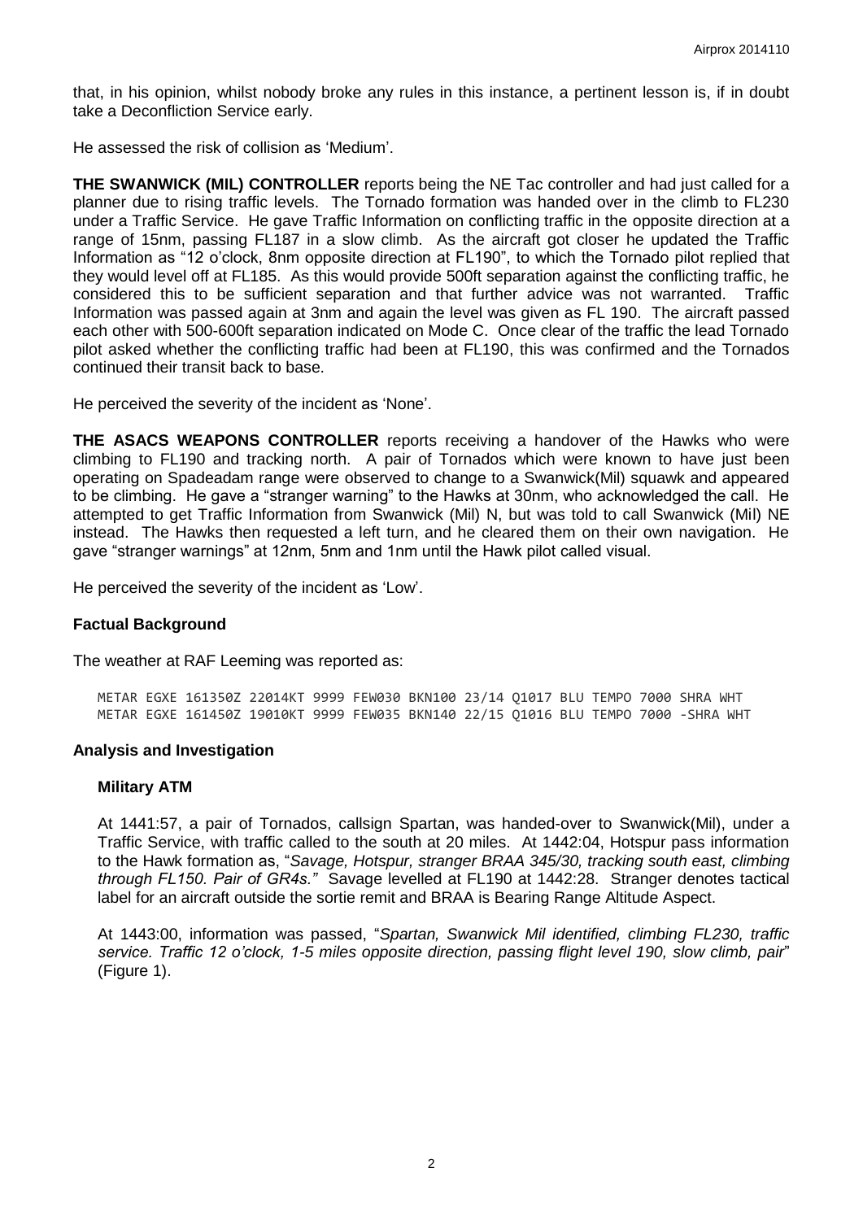that, in his opinion, whilst nobody broke any rules in this instance, a pertinent lesson is, if in doubt take a Deconfliction Service early.

He assessed the risk of collision as 'Medium'.

**THE SWANWICK (MIL) CONTROLLER** reports being the NE Tac controller and had just called for a planner due to rising traffic levels. The Tornado formation was handed over in the climb to FL230 under a Traffic Service. He gave Traffic Information on conflicting traffic in the opposite direction at a range of 15nm, passing FL187 in a slow climb. As the aircraft got closer he updated the Traffic Information as "12 o'clock, 8nm opposite direction at FL190", to which the Tornado pilot replied that they would level off at FL185. As this would provide 500ft separation against the conflicting traffic, he considered this to be sufficient separation and that further advice was not warranted. Traffic Information was passed again at 3nm and again the level was given as FL 190. The aircraft passed each other with 500-600ft separation indicated on Mode C. Once clear of the traffic the lead Tornado pilot asked whether the conflicting traffic had been at FL190, this was confirmed and the Tornados continued their transit back to base.

He perceived the severity of the incident as 'None'.

**THE ASACS WEAPONS CONTROLLER** reports receiving a handover of the Hawks who were climbing to FL190 and tracking north. A pair of Tornados which were known to have just been operating on Spadeadam range were observed to change to a Swanwick(Mil) squawk and appeared to be climbing. He gave a "stranger warning" to the Hawks at 30nm, who acknowledged the call. He attempted to get Traffic Information from Swanwick (Mil) N, but was told to call Swanwick (Mil) NE instead. The Hawks then requested a left turn, and he cleared them on their own navigation. He gave "stranger warnings" at 12nm, 5nm and 1nm until the Hawk pilot called visual.

He perceived the severity of the incident as 'Low'.

### Factual Background

The weather at RAF Leeming was reported as:

```
METAR EGXE 161350Z 22014KT 9999 FEW030 BKN100 23/14 Q1017 BLU TEMPO 7000 SHRA WHT
METAR EGXE 161450Z 19010KT 9999 FEW035 BKN140 22/15 Q1016 BLU TEMPO 7000 -SHRA WHT
```

### Analysis and Investigation

#### Military ATM

At 1441:57, a pair of Tornados, callsign Spartan, was handed-over to Swanwick(Mil), under a Traffic Service, with traffic called to the south at 20 miles. At 1442:04, Hotspur pass information to the Hawk formation as, "*Savage, Hotspur, stranger BRAA 345/30, tracking south east, climbing through FL150. Pair of GR4s.*" Savage levelled at FL190 at 1442:28. Stranger denotes tactical label for an aircraft outside the sortie remit and BRAA is Bearing Range Altitude Aspect.

At 1443:00, information was passed, "*Spartan, Swanwick Mil identified, climbing FL230, traffic service. Traffic 12 o'clock, 1-5 miles opposite direction, passing flight level 190, slow climb, pair*" (Figure 1).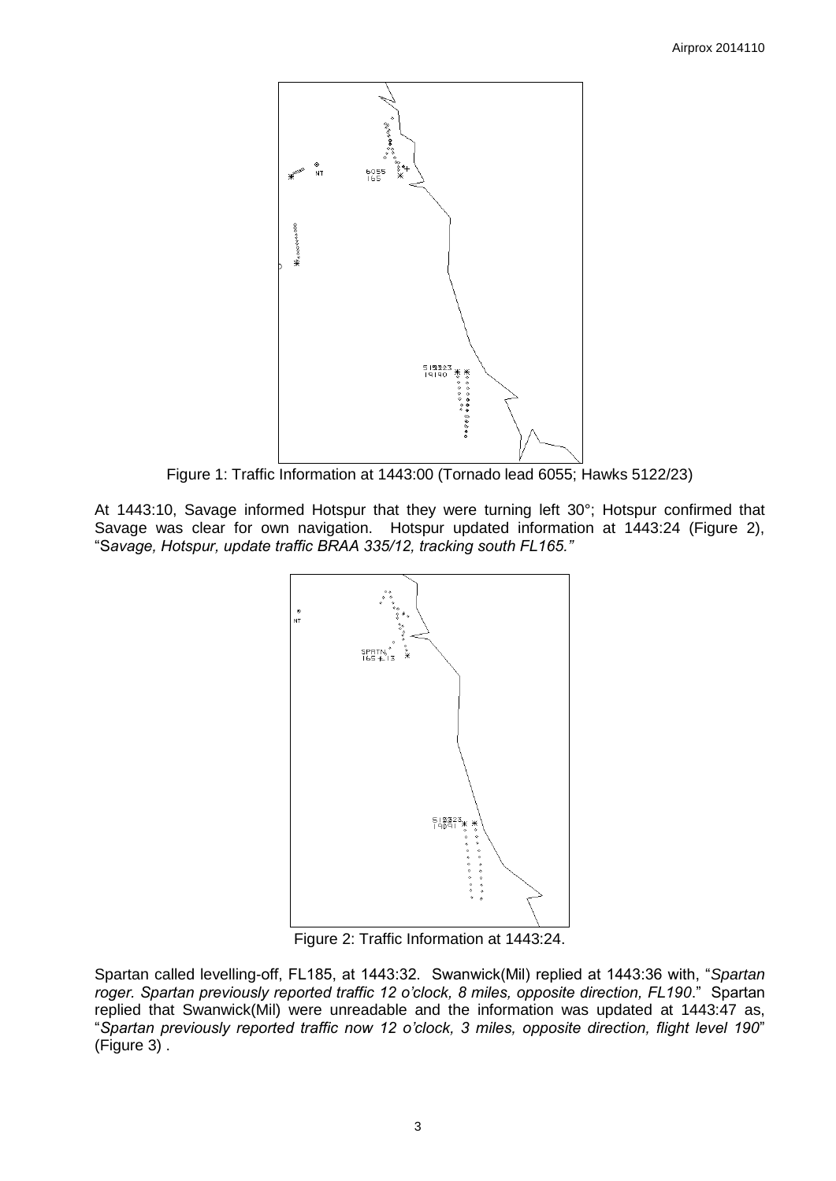Figure 1: Traffic Information at 1443:00 (Tornado lead 6055; Hawks 5122/23)

At 1443:10, Savage informed Hotspur that they were turning left 30°; Hotspur confirmed that Savage was clear for own navigation. Hotspur updated information at 1443:24 (Figure 2), "S*avage, Hotspur, update traffic BRAA 335/12, tracking south FL165."*

Figure 2: Traffic Information at 1443:24.

Spartan called levelling-off, FL185, at 1443:32. Swanwick(Mil) replied at 1443:36 with, "*Spartan roger. Spartan previously reported traffic 12 o'clock, 8 miles, opposite direction, FL190*." Spartan replied that Swanwick(Mil) were unreadable and the information was updated at 1443:47 as, "*Spartan previously reported traffic now 12 o'clock, 3 miles, opposite direction, flight level 190*" (Figure 3) .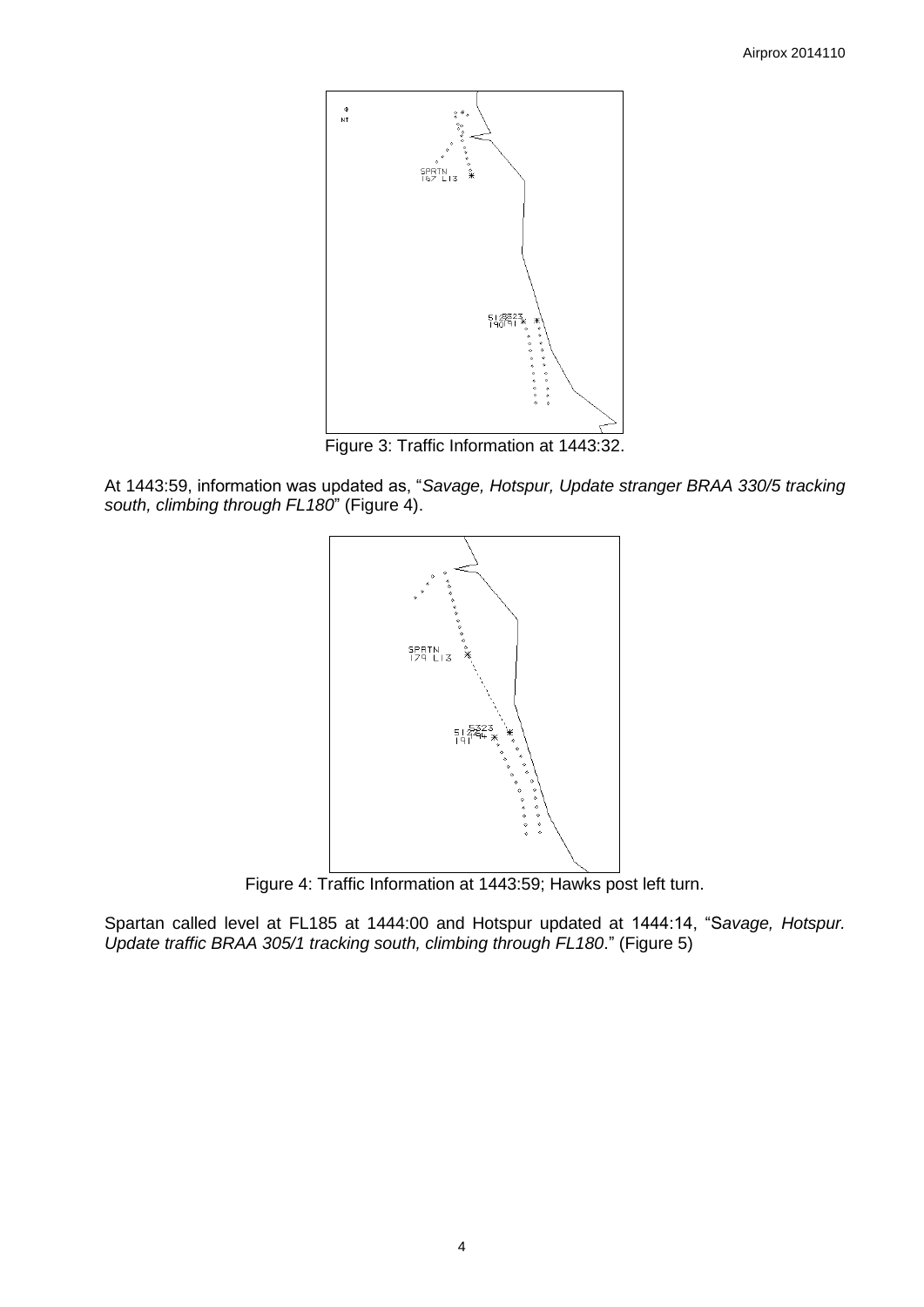Figure 3: Traffic Information at 1443:32.

At 1443:59, information was updated as, "*Savage, Hotspur, Update stranger BRAA 330/5 tracking south, climbing through FL180*" (Figure 4).

Figure 4: Traffic Information at 1443:59; Hawks post left turn.

Spartan called level at FL185 at 1444:00 and Hotspur updated at 1444:14, "S*avage, Hotspur. Update traffic BRAA 305/1 tracking south, climbing through FL180*." (Figure 5)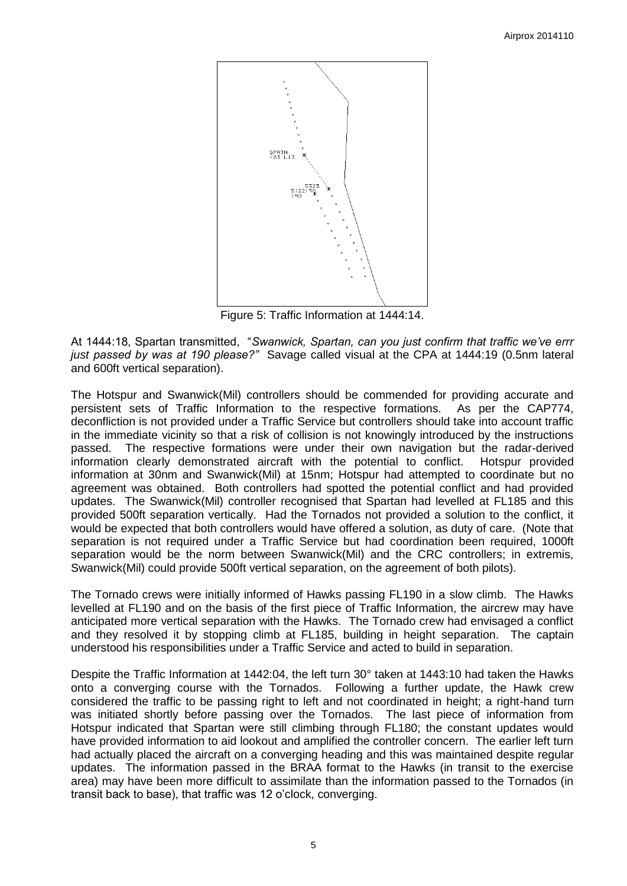Figure 5: Traffic Information at 1444:14.

At 1444:18, Spartan transmitted, "*Swanwick, Spartan, can you just confirm that traffic we've errr just passed by was at 190 please?*" Savage called visual at the CPA at 1444:19 (0.5nm lateral and 600ft vertical separation).

The Hotspur and Swanwick(Mil) controllers should be commended for providing accurate and persistent sets of Traffic Information to the respective formations. As per the CAP774, deconfliction is not provided under a Traffic Service but controllers should take into account traffic in the immediate vicinity so that a risk of collision is not knowingly introduced by the instructions passed. The respective formations were under their own navigation but the radar-derived information clearly demonstrated aircraft with the potential to conflict. Hotspur provided information at 30nm and Swanwick(Mil) at 15nm; Hotspur had attempted to coordinate but no agreement was obtained. Both controllers had spotted the potential conflict and had provided updates. The Swanwick(Mil) controller recognised that Spartan had levelled at FL185 and this provided 500ft separation vertically. Had the Tornados not provided a solution to the conflict, it would be expected that both controllers would have offered a solution, as duty of care. (Note that separation is not required under a Traffic Service but had coordination been required, 1000ft separation would be the norm between Swanwick(Mil) and the CRC controllers; in extremis, Swanwick(Mil) could provide 500ft vertical separation, on the agreement of both pilots).

The Tornado crews were initially informed of Hawks passing FL190 in a slow climb. The Hawks levelled at FL190 and on the basis of the first piece of Traffic Information, the aircrew may have anticipated more vertical separation with the Hawks. The Tornado crew had envisaged a conflict and they resolved it by stopping climb at FL185, building in height separation. The captain understood his responsibilities under a Traffic Service and acted to build in separation.

Despite the Traffic Information at 1442:04, the left turn 30° taken at 1443:10 had taken the Hawks onto a converging course with the Tornados. Following a further update, the Hawk crew considered the traffic to be passing right to left and not coordinated in height; a right-hand turn was initiated shortly before passing over the Tornados. The last piece of information from Hotspur indicated that Spartan were still climbing through FL180; the constant updates would have provided information to aid lookout and amplified the controller concern. The earlier left turn had actually placed the aircraft on a converging heading and this was maintained despite regular updates. The information passed in the BRAA format to the Hawks (in transit to the exercise area) may have been more difficult to assimilate than the information passed to the Tornados (in transit back to base), that traffic was 12 o'clock, converging.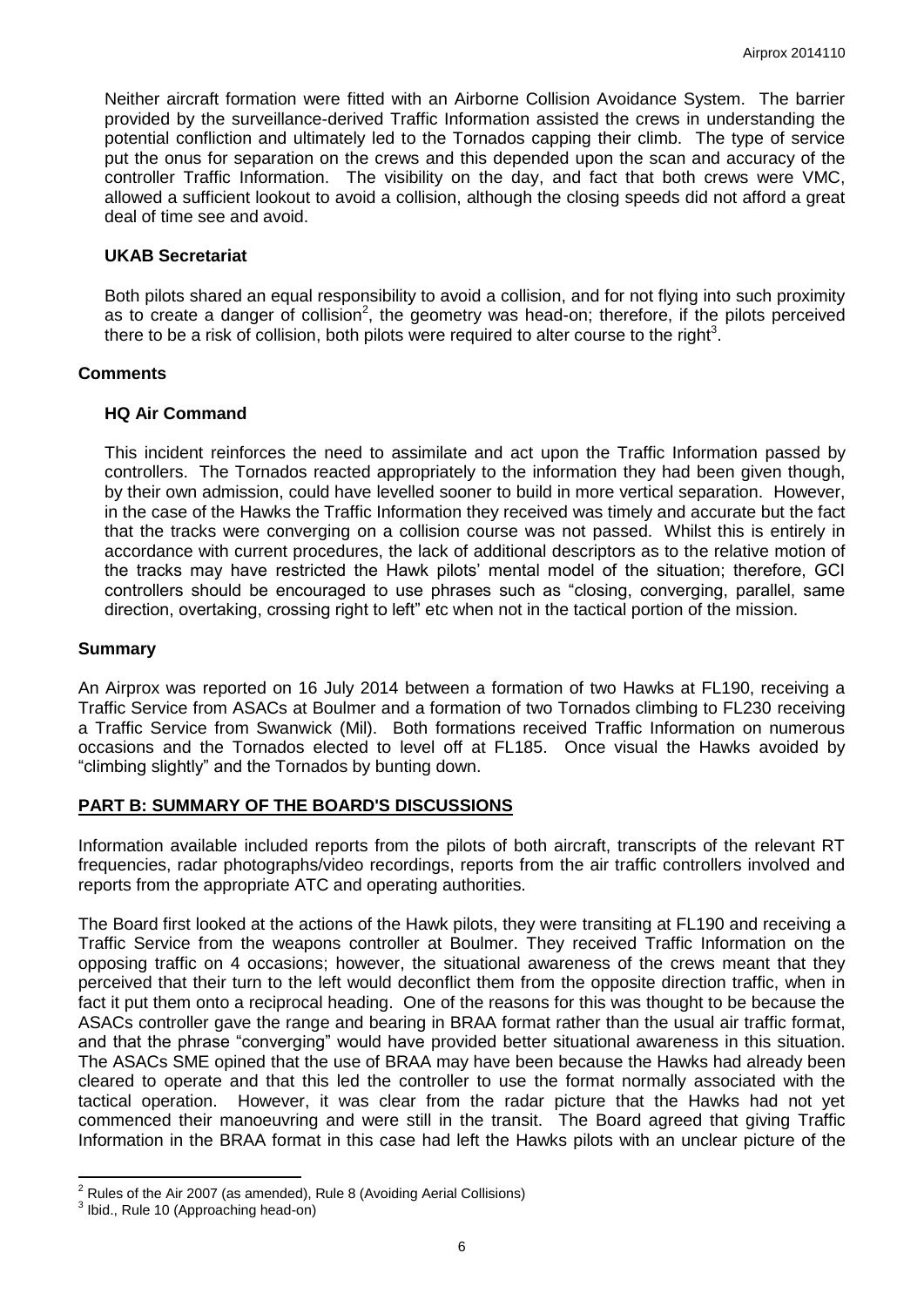Neither aircraft formation were fitted with an Airborne Collision Avoidance System. The barrier provided by the surveillance-derived Traffic Information assisted the crews in understanding the potential confliction and ultimately led to the Tornados capping their climb. The type of service put the onus for separation on the crews and this depended upon the scan and accuracy of the controller Traffic Information. The visibility on the day, and fact that both crews were VMC, allowed a sufficient lookout to avoid a collision, although the closing speeds did not afford a great deal of time see and avoid.

### UKAB Secretariat

Both pilots shared an equal responsibility to avoid a collision, and for not flying into such proximity as to create a danger of collision[2], the geometry was head-on; therefore, if the pilots perceived there to be a risk of collision, both pilots were required to alter course to the right[3].

## Comments

### HQ Air Command

This incident reinforces the need to assimilate and act upon the Traffic Information passed by controllers. The Tornados reacted appropriately to the information they had been given though, by their own admission, could have levelled sooner to build in more vertical separation. However, in the case of the Hawks the Traffic Information they received was timely and accurate but the fact that the tracks were converging on a collision course was not passed. Whilst this is entirely in accordance with current procedures, the lack of additional descriptors as to the relative motion of the tracks may have restricted the Hawk pilots' mental model of the situation; therefore, GCI controllers should be encouraged to use phrases such as "closing, converging, parallel, same direction, overtaking, crossing right to left" etc when not in the tactical portion of the mission.

## Summary

An Airprox was reported on 16 July 2014 between a formation of two Hawks at FL190, receiving a Traffic Service from ASACs at Boulmer and a formation of two Tornados climbing to FL230 receiving a Traffic Service from Swanwick (Mil). Both formations received Traffic Information on numerous occasions and the Tornados elected to level off at FL185. Once visual the Hawks avoided by "climbing slightly" and the Tornados by bunting down.

## PART B: SUMMARY OF THE BOARD'S DISCUSSIONS

Information available included reports from the pilots of both aircraft, transcripts of the relevant RT frequencies, radar photographs/video recordings, reports from the air traffic controllers involved and reports from the appropriate ATC and operating authorities.

The Board first looked at the actions of the Hawk pilots, they were transiting at FL190 and receiving a Traffic Service from the weapons controller at Boulmer. They received Traffic Information on the opposing traffic on 4 occasions; however, the situational awareness of the crews meant that they perceived that their turn to the left would deconflict them from the opposite direction traffic, when in fact it put them onto a reciprocal heading. One of the reasons for this was thought to be because the ASACs controller gave the range and bearing in BRAA format rather than the usual air traffic format, and that the phrase "converging" would have provided better situational awareness in this situation. The ASACs SME opined that the use of BRAA may have been because the Hawks had already been cleared to operate and that this led the controller to use the format normally associated with the tactical operation. However, it was clear from the radar picture that the Hawks had not yet commenced their manoeuvring and were still in the transit. The Board agreed that giving Traffic Information in the BRAA format in this case had left the Hawks pilots with an unclear picture of the

---

[2] Rules of the Air 2007 (as amended), Rule 8 (Avoiding Aerial Collisions)

[3] Ibid., Rule 10 (Approaching head-on)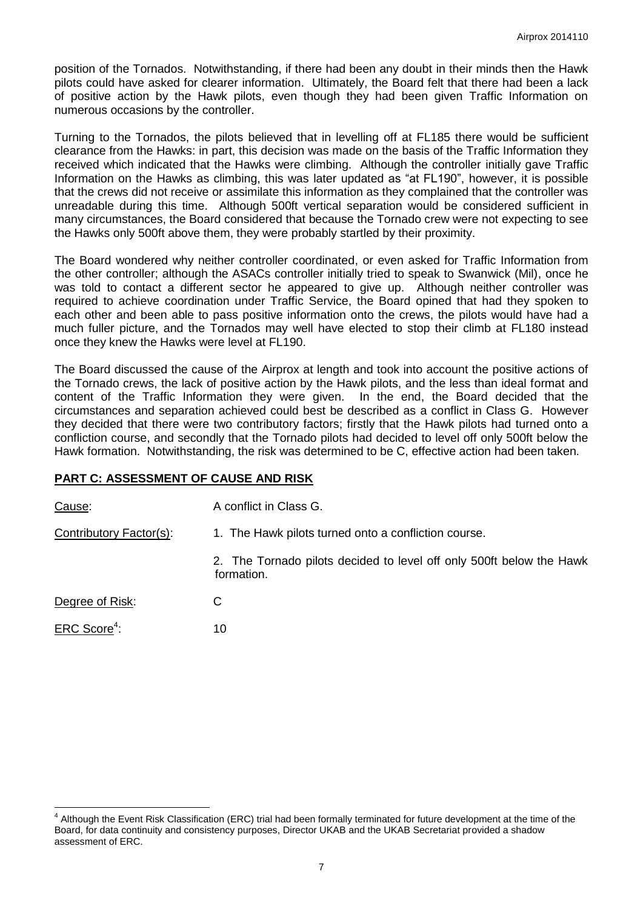position of the Tornados. Notwithstanding, if there had been any doubt in their minds then the Hawk pilots could have asked for clearer information. Ultimately, the Board felt that there had been a lack of positive action by the Hawk pilots, even though they had been given Traffic Information on numerous occasions by the controller.

Turning to the Tornados, the pilots believed that in levelling off at FL185 there would be sufficient clearance from the Hawks: in part, this decision was made on the basis of the Traffic Information they received which indicated that the Hawks were climbing. Although the controller initially gave Traffic Information on the Hawks as climbing, this was later updated as "at FL190", however, it is possible that the crews did not receive or assimilate this information as they complained that the controller was unreadable during this time. Although 500ft vertical separation would be considered sufficient in many circumstances, the Board considered that because the Tornado crew were not expecting to see the Hawks only 500ft above them, they were probably startled by their proximity.

The Board wondered why neither controller coordinated, or even asked for Traffic Information from the other controller; although the ASACs controller initially tried to speak to Swanwick (Mil), once he was told to contact a different sector he appeared to give up. Although neither controller was required to achieve coordination under Traffic Service, the Board opined that had they spoken to each other and been able to pass positive information onto the crews, the pilots would have had a much fuller picture, and the Tornados may well have elected to stop their climb at FL180 instead once they knew the Hawks were level at FL190.

The Board discussed the cause of the Airprox at length and took into account the positive actions of the Tornado crews, the lack of positive action by the Hawk pilots, and the less than ideal format and content of the Traffic Information they were given. In the end, the Board decided that the circumstances and separation achieved could best be described as a conflict in Class G. However they decided that there were two contributory factors; firstly that the Hawk pilots had turned onto a confliction course, and secondly that the Tornado pilots had decided to level off only 500ft below the Hawk formation. Notwithstanding, the risk was determined to be C, effective action had been taken.

## PART C: ASSESSMENT OF CAUSE AND RISK

Cause: A conflict in Class G.

Contributory Factor(s):

1. The Hawk pilots turned onto a confliction course.
2. The Tornado pilots decided to level off only 500ft below the Hawk formation.

Degree of Risk: C

ERC Score[4]: 10

[4] Although the Event Risk Classification (ERC) trial had been formally terminated for future development at the time of the Board, for data continuity and consistency purposes, Director UKAB and the UKAB Secretariat provided a shadow assessment of ERC.